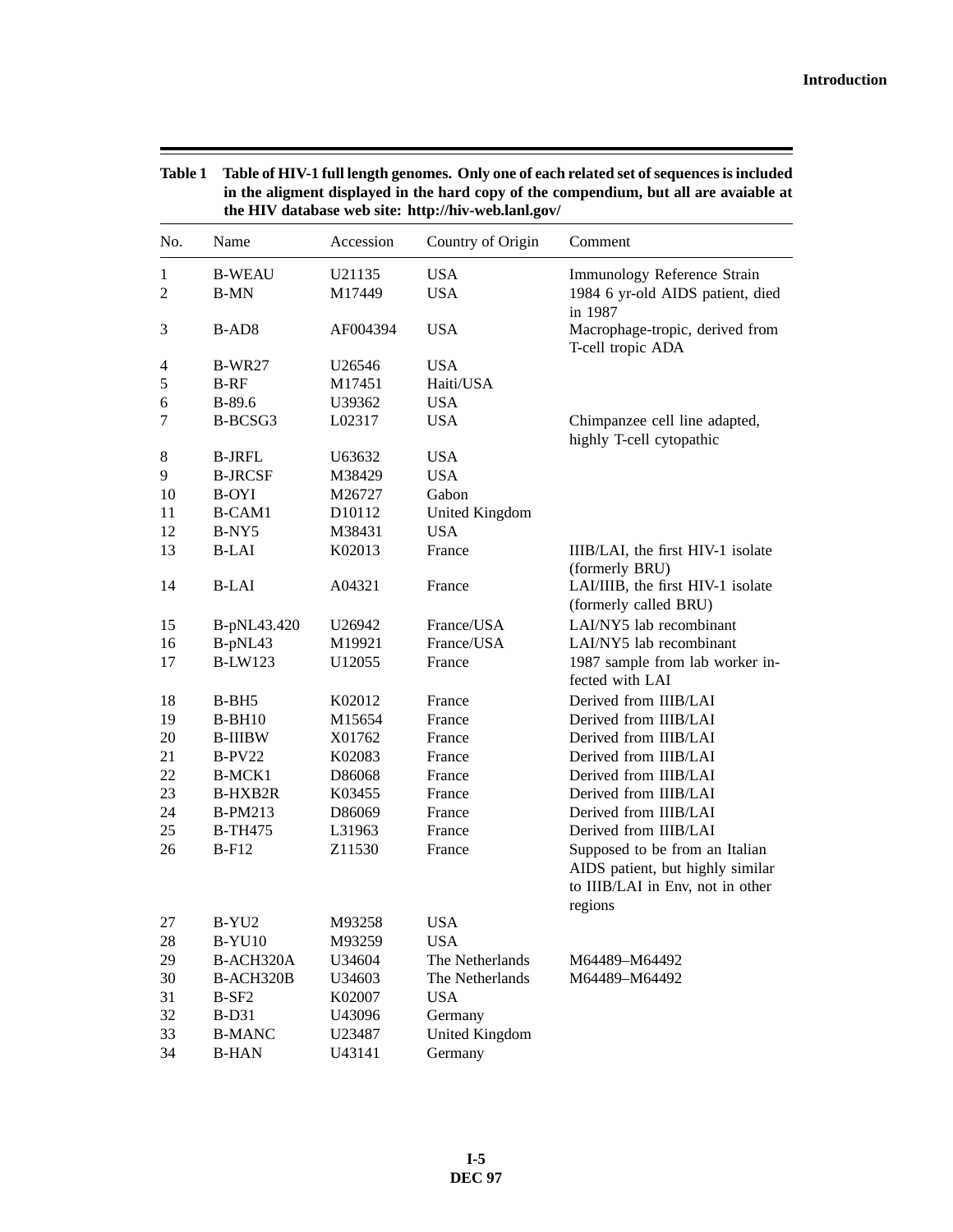**Table 1 Table of HIV-1 full length genomes. Only one of each related set of sequences is included in the aligment displayed in the hard copy of the compendium, but all are avaiable at the HIV database web site: http://hiv-web.lanl.gov/**

| No. | Name | Accession | Country of Origin | Comment |
|---|---|---|---|---|
| 1 | B-WEAU | U21135 | USA | Immunology Reference Strain |
| 2 | B-MN | M17449 | USA | 1984 6 yr-old AIDS patient, died in 1987 |
| 3 | B-AD8 | AF004394 | USA | Macrophage-tropic, derived from T-cell tropic ADA |
| 4 | B-WR27 | U26546 | USA | |
| 5 | B-RF | M17451 | Haiti/USA | |
| 6 | B-89.6 | U39362 | USA | |
| 7 | B-BCSG3 | L02317 | USA | Chimpanzee cell line adapted, highly T-cell cytopathic |
| 8 | B-JRFL | U63632 | USA | |
| 9 | B-JRCSF | M38429 | USA | |
| 10 | B-OYI | M26727 | Gabon | |
| 11 | B-CAM1 | D10112 | United Kingdom | |
| 12 | B-NY5 | M38431 | USA | |
| 13 | B-LAI | K02013 | France | IIIB/LAI, the first HIV-1 isolate (formerly BRU) |
| 14 | B-LAI | A04321 | France | LAI/IIIB, the first HIV-1 isolate (formerly called BRU) |
| 15 | B-pNL43.420 | U26942 | France/USA | LAI/NY5 lab recombinant |
| 16 | B-pNL43 | M19921 | France/USA | LAI/NY5 lab recombinant |
| 17 | B-LW123 | U12055 | France | 1987 sample from lab worker infected with LAI |
| 18 | B-BH5 | K02012 | France | Derived from IIIB/LAI |
| 19 | B-BH10 | M15654 | France | Derived from IIIB/LAI |
| 20 | B-IIIBW | X01762 | France | Derived from IIIB/LAI |
| 21 | B-PV22 | K02083 | France | Derived from IIIB/LAI |
| 22 | B-MCK1 | D86068 | France | Derived from IIIB/LAI |
| 23 | B-HXB2R | K03455 | France | Derived from IIIB/LAI |
| 24 | B-PM213 | D86069 | France | Derived from IIIB/LAI |
| 25 | B-TH475 | L31963 | France | Derived from IIIB/LAI |
| 26 | B-F12 | Z11530 | France | Supposed to be from an Italian AIDS patient, but highly similar to IIIB/LAI in Env, not in other regions |
| 27 | B-YU2 | M93258 | USA | |
| 28 | B-YU10 | M93259 | USA | |
| 29 | B-ACH320A | U34604 | The Netherlands | M64489–M64492 |
| 30 | B-ACH320B | U34603 | The Netherlands | M64489–M64492 |
| 31 | B-SF2 | K02007 | USA | |
| 32 | B-D31 | U43096 | Germany | |
| 33 | B-MANC | U23487 | United Kingdom | |
| 34 | B-HAN | U43141 | Germany | |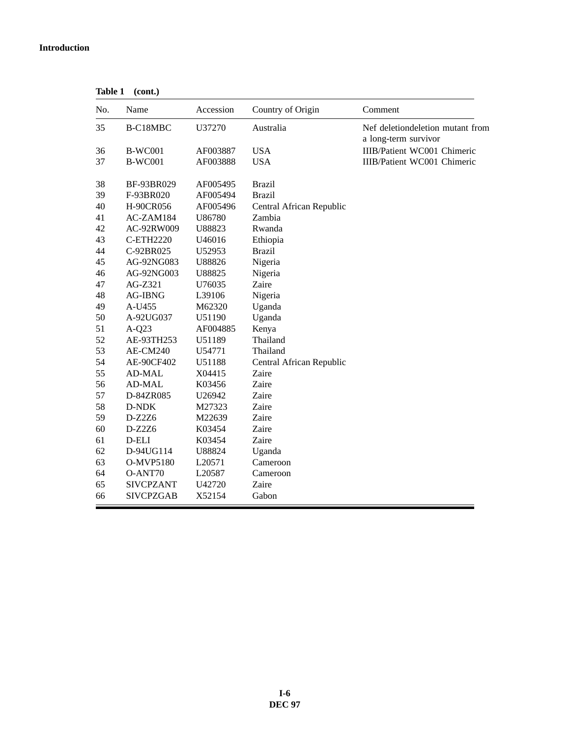**Table 1 (cont.)**

| No. | Name | Accession | Country of Origin | Comment |
|---|---|---|---|---|
| 35 | B-C18MBC | U37270 | Australia | Nef deletiondeletion mutant from a long-term survivor |
| 36 | B-WC001 | AF003887 | USA | IIIB/Patient WC001 Chimeric |
| 37 | B-WC001 | AF003888 | USA | IIIB/Patient WC001 Chimeric |
| 38 | BF-93BR029 | AF005495 | Brazil | |
| 39 | F-93BR020 | AF005494 | Brazil | |
| 40 | H-90CR056 | AF005496 | Central African Republic | |
| 41 | AC-ZAM184 | U86780 | Zambia | |
| 42 | AC-92RW009 | U88823 | Rwanda | |
| 43 | C-ETH2220 | U46016 | Ethiopia | |
| 44 | C-92BR025 | U52953 | Brazil | |
| 45 | AG-92NG083 | U88826 | Nigeria | |
| 46 | AG-92NG003 | U88825 | Nigeria | |
| 47 | AG-Z321 | U76035 | Zaire | |
| 48 | AG-IBNG | L39106 | Nigeria | |
| 49 | A-U455 | M62320 | Uganda | |
| 50 | A-92UG037 | U51190 | Uganda | |
| 51 | A-Q23 | AF004885 | Kenya | |
| 52 | AE-93TH253 | U51189 | Thailand | |
| 53 | AE-CM240 | U54771 | Thailand | |
| 54 | AE-90CF402 | U51188 | Central African Republic | |
| 55 | AD-MAL | X04415 | Zaire | |
| 56 | AD-MAL | K03456 | Zaire | |
| 57 | D-84ZR085 | U26942 | Zaire | |
| 58 | D-NDK | M27323 | Zaire | |
| 59 | D-Z2Z6 | M22639 | Zaire | |
| 60 | D-Z2Z6 | K03454 | Zaire | |
| 61 | D-ELI | K03454 | Zaire | |
| 62 | D-94UG114 | U88824 | Uganda | |
| 63 | O-MVP5180 | L20571 | Cameroon | |
| 64 | O-ANT70 | L20587 | Cameroon | |
| 65 | SIVCPZANT | U42720 | Zaire | |
| 66 | SIVCPZGAB | X52154 | Gabon | |